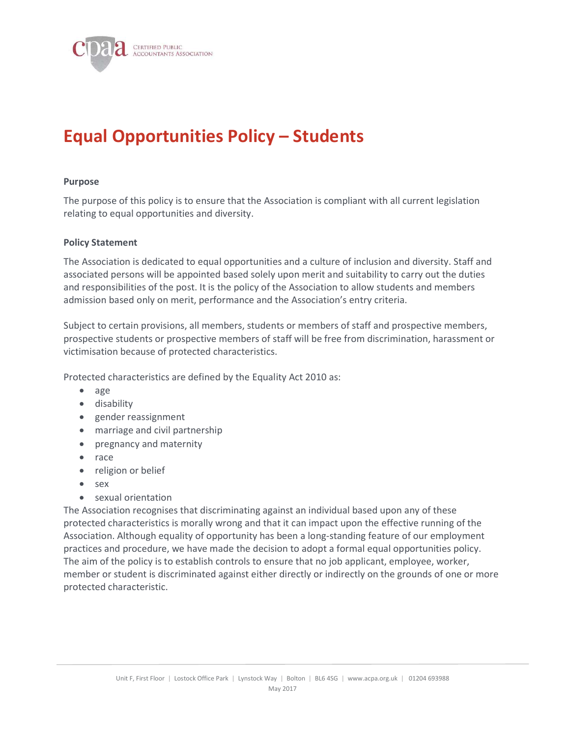# Equal Opportunities Policy – Students

**Purpose**

The purpose of this policy is to ensure that the Association is compliant with all current legislation relating to equal opportunities and diversity.

**Policy Statement**

The Association is dedicated to equal opportunities and a culture of inclusion and diversity. Staff and associated persons will be appointed based solely upon merit and suitability to carry out the duties and responsibilities of the post. It is the policy of the Association to allow students and members admission based only on merit, performance and the Association's entry criteria.

Subject to certain provisions, all members, students or members of staff and prospective members, prospective students or prospective members of staff will be free from discrimination, harassment or victimisation because of protected characteristics.

Protected characteristics are defined by the Equality Act 2010 as:

- age
- disability
- gender reassignment
- marriage and civil partnership
- pregnancy and maternity
- race
- religion or belief
- sex
- sexual orientation

The Association recognises that discriminating against an individual based upon any of these protected characteristics is morally wrong and that it can impact upon the effective running of the Association. Although equality of opportunity has been a long-standing feature of our employment practices and procedure, we have made the decision to adopt a formal equal opportunities policy. The aim of the policy is to establish controls to ensure that no job applicant, employee, worker, member or student is discriminated against either directly or indirectly on the grounds of one or more protected characteristic.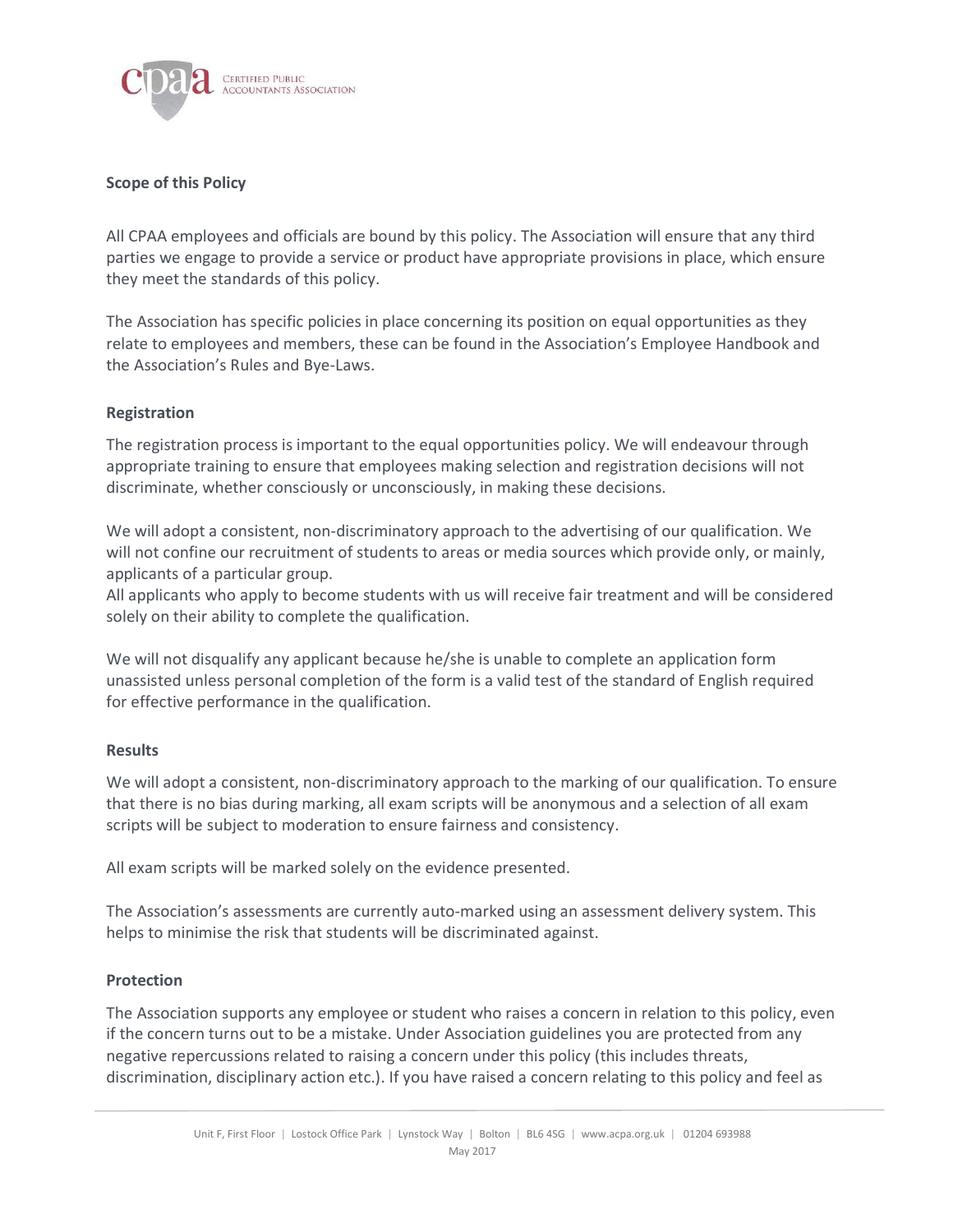**Scope of this Policy**

All CPAA employees and officials are bound by this policy. The Association will ensure that any third parties we engage to provide a service or product have appropriate provisions in place, which ensure they meet the standards of this policy.

The Association has specific policies in place concerning its position on equal opportunities as they relate to employees and members, these can be found in the Association's Employee Handbook and the Association's Rules and Bye-Laws.

**Registration**

The registration process is important to the equal opportunities policy. We will endeavour through appropriate training to ensure that employees making selection and registration decisions will not discriminate, whether consciously or unconsciously, in making these decisions.

We will adopt a consistent, non-discriminatory approach to the advertising of our qualification. We will not confine our recruitment of students to areas or media sources which provide only, or mainly, applicants of a particular group.
All applicants who apply to become students with us will receive fair treatment and will be considered solely on their ability to complete the qualification.

We will not disqualify any applicant because he/she is unable to complete an application form unassisted unless personal completion of the form is a valid test of the standard of English required for effective performance in the qualification.

**Results**

We will adopt a consistent, non-discriminatory approach to the marking of our qualification. To ensure that there is no bias during marking, all exam scripts will be anonymous and a selection of all exam scripts will be subject to moderation to ensure fairness and consistency.

All exam scripts will be marked solely on the evidence presented.

The Association's assessments are currently auto-marked using an assessment delivery system. This helps to minimise the risk that students will be discriminated against.

**Protection**

The Association supports any employee or student who raises a concern in relation to this policy, even if the concern turns out to be a mistake. Under Association guidelines you are protected from any negative repercussions related to raising a concern under this policy (this includes threats, discrimination, disciplinary action etc.). If you have raised a concern relating to this policy and feel as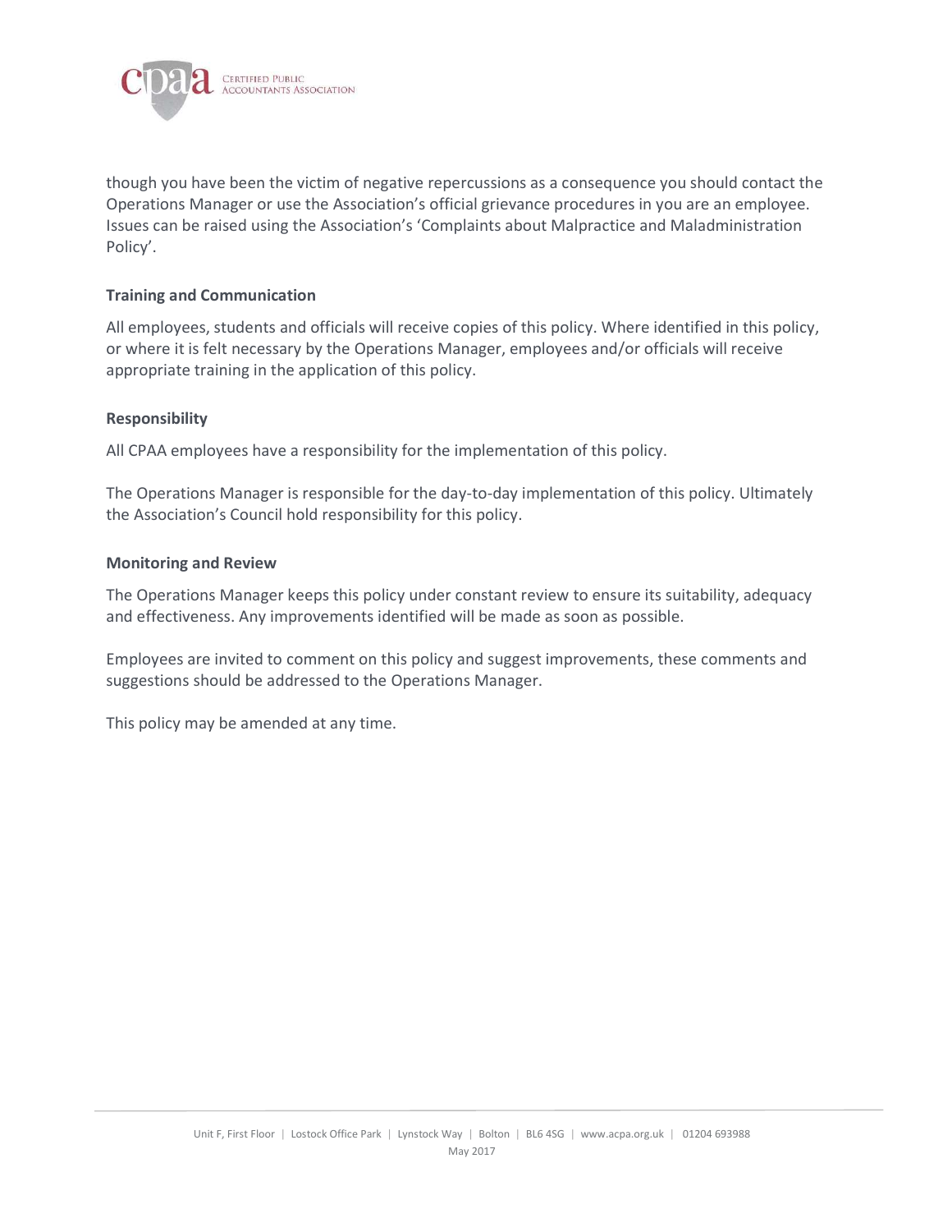though you have been the victim of negative repercussions as a consequence you should contact the Operations Manager or use the Association's official grievance procedures in you are an employee. Issues can be raised using the Association's 'Complaints about Malpractice and Maladministration Policy'.

**Training and Communication**

All employees, students and officials will receive copies of this policy. Where identified in this policy, or where it is felt necessary by the Operations Manager, employees and/or officials will receive appropriate training in the application of this policy.

**Responsibility**

All CPAA employees have a responsibility for the implementation of this policy.

The Operations Manager is responsible for the day-to-day implementation of this policy. Ultimately the Association's Council hold responsibility for this policy.

**Monitoring and Review**

The Operations Manager keeps this policy under constant review to ensure its suitability, adequacy and effectiveness. Any improvements identified will be made as soon as possible.

Employees are invited to comment on this policy and suggest improvements, these comments and suggestions should be addressed to the Operations Manager.

This policy may be amended at any time.